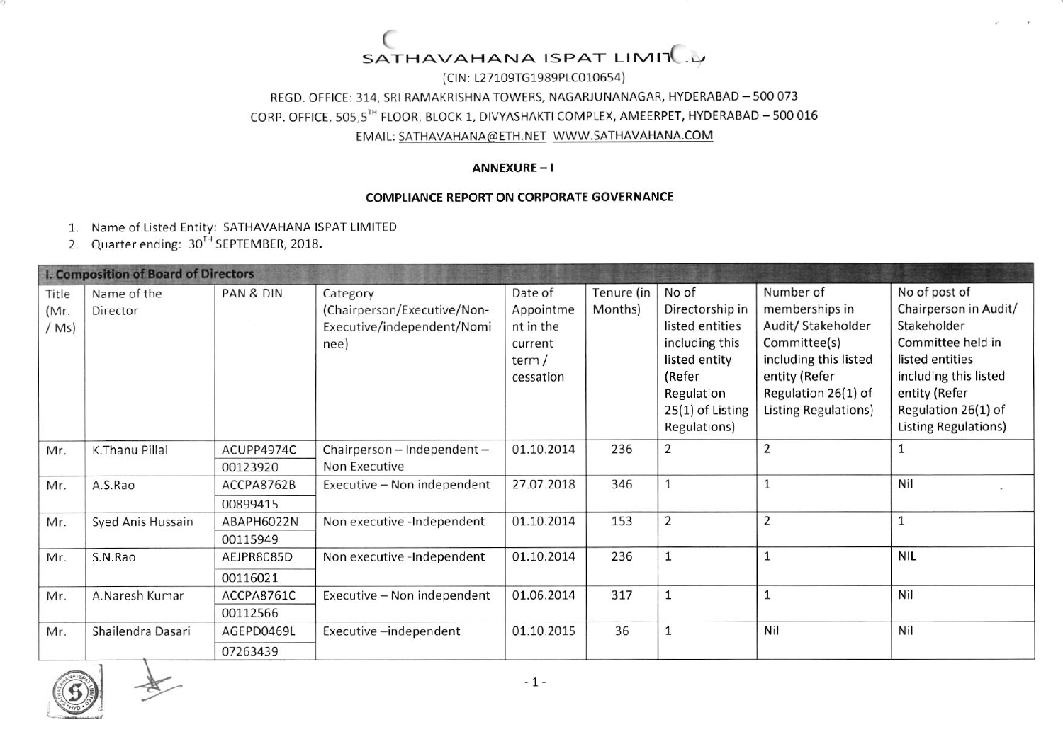# SATHAVAHANA ISPAT LIMITED

(CIN: L27109TG1989PLC010654)

REGD. OFFICE: 314, SRI RAMAKRISHNA TOWERS, NAGARJUNANAGAR, HYDERABAD – 500 073

CORP. OFFICE, 505,5TH FLOOR, BLOCK 1, DIVYASHAKTI COMPLEX, AMEERPET, HYDERABAD – 500 016

EMAIL: SATHAVAHANA@ETH.NET WWW.SATHAVAHANA.COM

## ANNEXURE – I

## COMPLIANCE REPORT ON CORPORATE GOVERNANCE

1. Name of Listed Entity: SATHAVAHANA ISPAT LIMITED
2. Quarter ending: 30TH SEPTEMBER, 2018.

| I. Composition of Board of Directors | | | | | | | | |
|---|---|---|---|---|---|---|---|---|
| Title (Mr. / Ms) | Name of the Director | PAN & DIN | Category (Chairperson/Executive/Non-Executive/independent/Nominee) | Date of Appointment in the current term / cessation | Tenure (in Months) | No of Directorship in listed entities including this listed entity (Refer Regulation 25(1) of Listing Regulations) | Number of memberships in Audit/ Stakeholder Committee(s) including this listed entity (Refer Regulation 26(1) of Listing Regulations) | No of post of Chairperson in Audit/ Stakeholder Committee held in listed entities including this listed entity (Refer Regulation 26(1) of Listing Regulations) |
| Mr. | K.Thanu Pillai | ACUPP4974C 00123920 | Chairperson – Independent – Non Executive | 01.10.2014 | 236 | 2 | 2 | 1 |
| Mr. | A.S.Rao | ACCPA8762B 00899415 | Executive – Non independent | 27.07.2018 | 346 | 1 | 1 | Nil |
| Mr. | Syed Anis Hussain | ABAPH6022N 00115949 | Non executive -Independent | 01.10.2014 | 153 | 2 | 2 | 1 |
| Mr. | S.N.Rao | AEJPR8085D 00116021 | Non executive -Independent | 01.10.2014 | 236 | 1 | 1 | NIL |
| Mr. | A.Naresh Kumar | ACCPA8761C 00112566 | Executive – Non independent | 01.06.2014 | 317 | 1 | 1 | Nil |
| Mr. | Shailendra Dasari | AGEPD0469L 07263439 | Executive –independent | 01.10.2015 | 36 | 1 | Nil | Nil |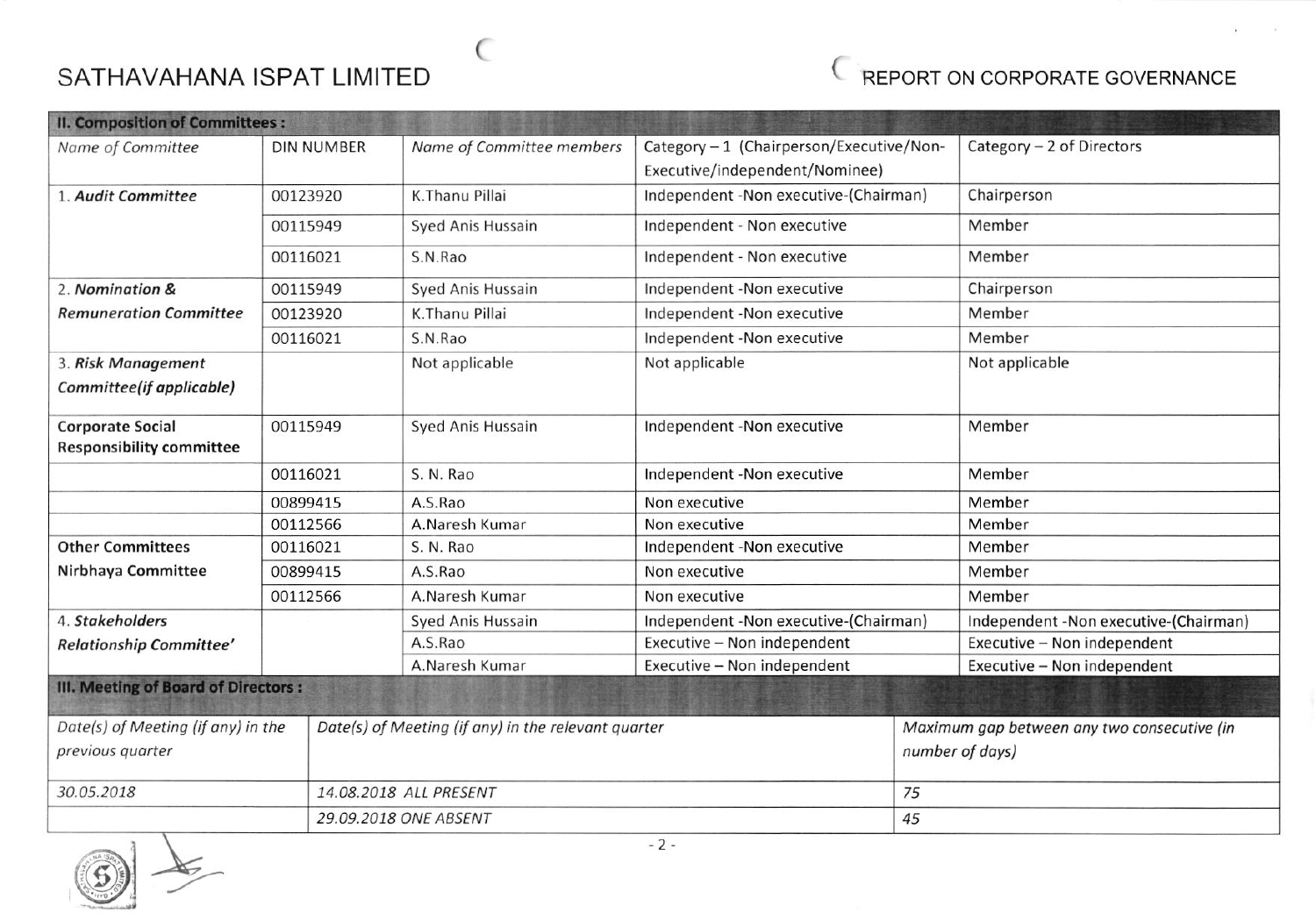## II. Composition of Committees :

| *Name of Committee* | DIN NUMBER | *Name of Committee members* | Category – 1 (Chairperson/Executive/Non-Executive/independent/Nominee) | Category – 2 of Directors |
|---|---|---|---|---|
| 1. ***Audit Committee*** | 00123920 | K.Thanu Pillai | Independent -Non executive-(Chairman) | Chairperson |
| | 00115949 | Syed Anis Hussain | Independent - Non executive | Member |
| | 00116021 | S.N.Rao | Independent - Non executive | Member |
| 2. ***Nomination & Remuneration Committee*** | 00115949 | Syed Anis Hussain | Independent -Non executive | Chairperson |
| | 00123920 | K.Thanu Pillai | Independent -Non executive | Member |
| | 00116021 | S.N.Rao | Independent -Non executive | Member |
| 3. ***Risk Management Committee(if applicable)*** | | Not applicable | Not applicable | Not applicable |
| **Corporate Social Responsibility committee** | 00115949 | Syed Anis Hussain | Independent -Non executive | Member |
| | 00116021 | S. N. Rao | Independent -Non executive | Member |
| | 00899415 | A.S.Rao | Non executive | Member |
| | 00112566 | A.Naresh Kumar | Non executive | Member |
| **Other Committees Nirbhaya Committee** | 00116021 | S. N. Rao | Independent -Non executive | Member |
| | 00899415 | A.S.Rao | Non executive | Member |
| | 00112566 | A.Naresh Kumar | Non executive | Member |
| 4. ***Stakeholders Relationship Committee'*** | | Syed Anis Hussain | Independent -Non executive-(Chairman) | Independent -Non executive-(Chairman) |
| | | A.S.Rao | Executive – Non independent | Executive – Non independent |
| | | A.Naresh Kumar | Executive – Non independent | Executive – Non independent |

## III. Meeting of Board of Directors :

| *Date(s) of Meeting (if any) in the previous quarter* | *Date(s) of Meeting (if any) in the relevant quarter* | *Maximum gap between any two consecutive (in number of days)* |
|---|---|---|
| *30.05.2018* | *14.08.2018 ALL PRESENT* | *75* |
| | *29.09.2018 ONE ABSENT* | *45* |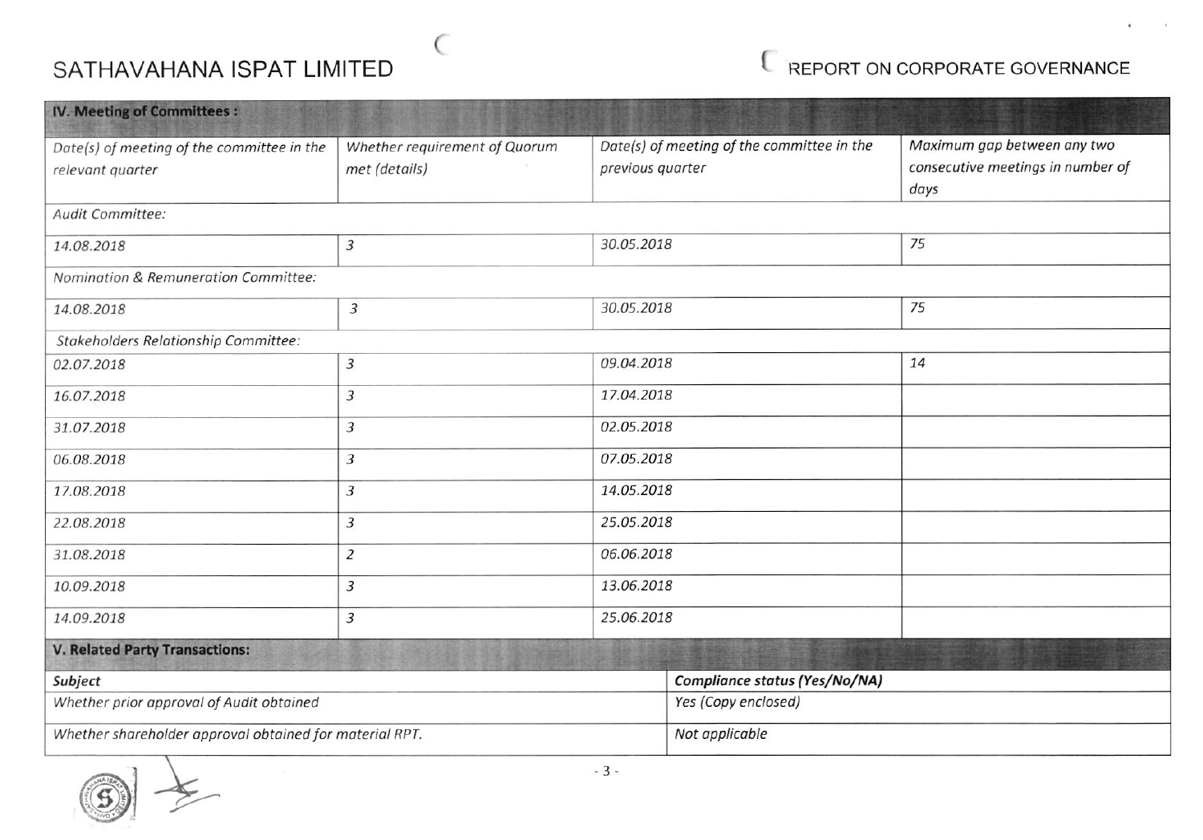## IV. Meeting of Committees :

| Date(s) of meeting of the committee in the relevant quarter | Whether requirement of Quorum met (details) | Date(s) of meeting of the committee in the previous quarter | Maximum gap between any two consecutive meetings in number of days |
|---|---|---|---|
| *Audit Committee:* | | | |
| 14.08.2018 | 3 | 30.05.2018 | 75 |
| *Nomination & Remuneration Committee:* | | | |
| 14.08.2018 | 3 | 30.05.2018 | 75 |
| *Stakeholders Relationship Committee:* | | | |
| 02.07.2018 | 3 | 09.04.2018 | 14 |
| 16.07.2018 | 3 | 17.04.2018 | |
| 31.07.2018 | 3 | 02.05.2018 | |
| 06.08.2018 | 3 | 07.05.2018 | |
| 17.08.2018 | 3 | 14.05.2018 | |
| 22.08.2018 | 3 | 25.05.2018 | |
| 31.08.2018 | 2 | 06.06.2018 | |
| 10.09.2018 | 3 | 13.06.2018 | |
| 14.09.2018 | 3 | 25.06.2018 | |

## V. Related Party Transactions:

| Subject | Compliance status (Yes/No/NA) |
|---|---|
| Whether prior approval of Audit obtained | Yes (Copy enclosed) |
| Whether shareholder approval obtained for material RPT. | Not applicable |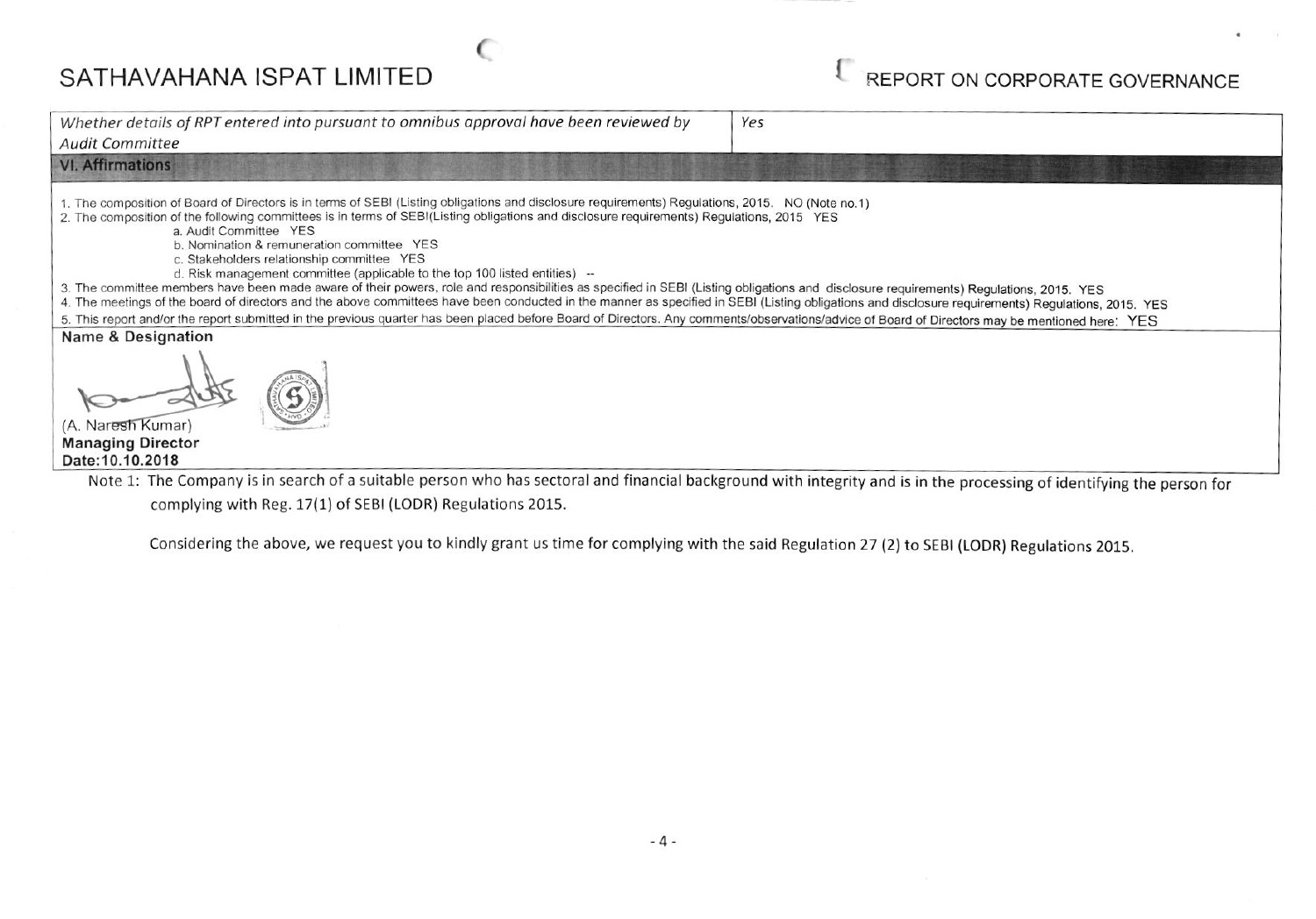| Whether details of RPT entered into pursuant to omnibus approval have been reviewed by Audit Committee | Yes |
|---|---|

## VI. Affirmations

1. The composition of Board of Directors is in terms of SEBI (Listing obligations and disclosure requirements) Regulations, 2015. NO (Note no.1)
2. The composition of the following committees is in terms of SEBI(Listing obligations and disclosure requirements) Regulations, 2015 YES
   a. Audit Committee YES
   b. Nomination & remuneration committee YES
   c. Stakeholders relationship committee YES
   d. Risk management committee (applicable to the top 100 listed entities) --
3. The committee members have been made aware of their powers, role and responsibilities as specified in SEBI (Listing obligations and disclosure requirements) Regulations, 2015. YES
4. The meetings of the board of directors and the above committees have been conducted in the manner as specified in SEBI (Listing obligations and disclosure requirements) Regulations, 2015. YES
5. This report and/or the report submitted in the previous quarter has been placed before Board of Directors. Any comments/observations/advice of Board of Directors may be mentioned here: YES

**Name & Designation**

(A. Naresh Kumar)
**Managing Director**
**Date:10.10.2018**

Note 1: The Company is in search of a suitable person who has sectoral and financial background with integrity and is in the processing of identifying the person for complying with Reg. 17(1) of SEBI (LODR) Regulations 2015.

Considering the above, we request you to kindly grant us time for complying with the said Regulation 27 (2) to SEBI (LODR) Regulations 2015.